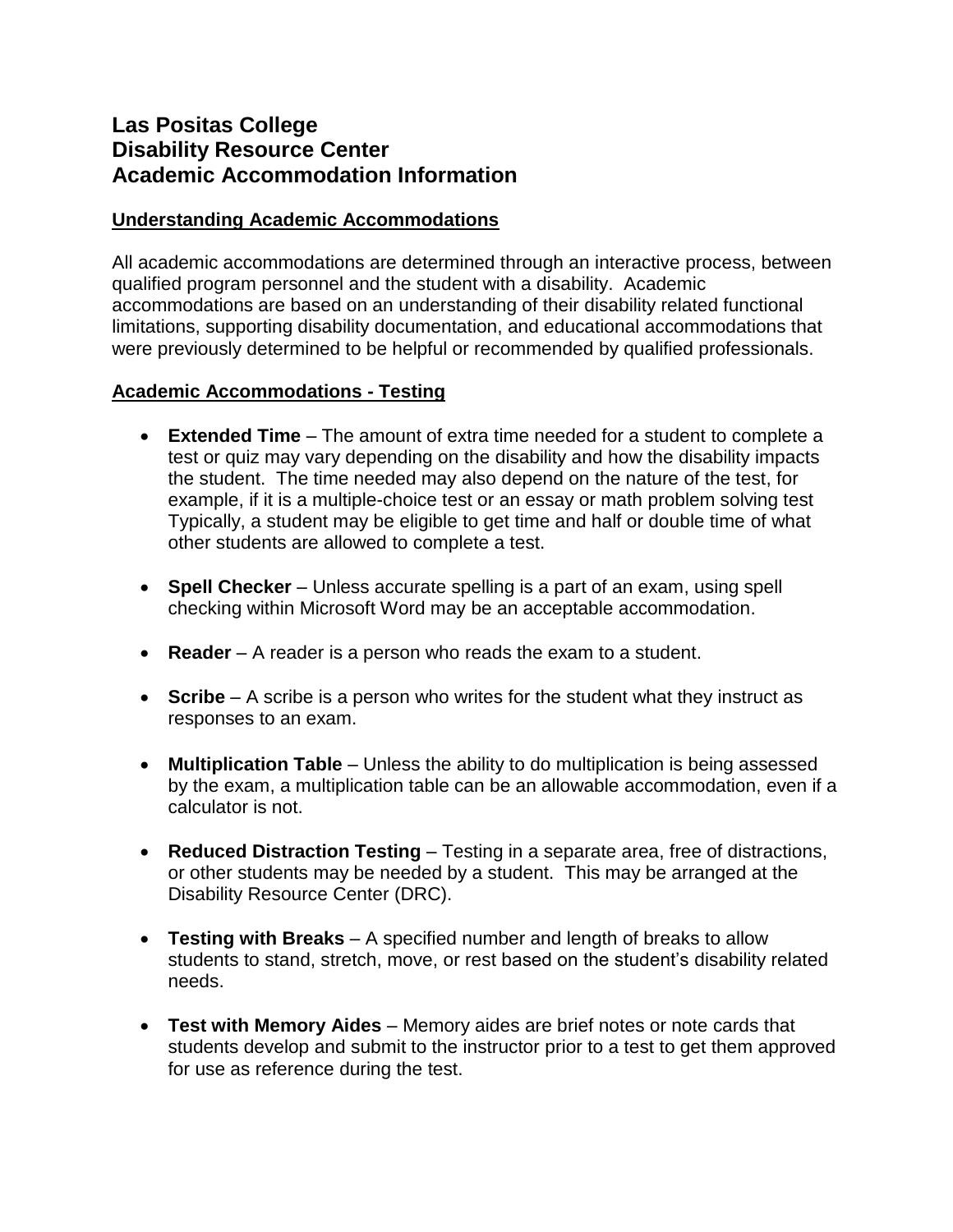# Las Positas College
# Disability Resource Center
# Academic Accommodation Information

## Understanding Academic Accommodations

All academic accommodations are determined through an interactive process, between qualified program personnel and the student with a disability. Academic accommodations are based on an understanding of their disability related functional limitations, supporting disability documentation, and educational accommodations that were previously determined to be helpful or recommended by qualified professionals.

## Academic Accommodations - Testing

- **Extended Time** – The amount of extra time needed for a student to complete a test or quiz may vary depending on the disability and how the disability impacts the student. The time needed may also depend on the nature of the test, for example, if it is a multiple-choice test or an essay or math problem solving test Typically, a student may be eligible to get time and half or double time of what other students are allowed to complete a test.

- **Spell Checker** – Unless accurate spelling is a part of an exam, using spell checking within Microsoft Word may be an acceptable accommodation.

- **Reader** – A reader is a person who reads the exam to a student.

- **Scribe** – A scribe is a person who writes for the student what they instruct as responses to an exam.

- **Multiplication Table** – Unless the ability to do multiplication is being assessed by the exam, a multiplication table can be an allowable accommodation, even if a calculator is not.

- **Reduced Distraction Testing** – Testing in a separate area, free of distractions, or other students may be needed by a student. This may be arranged at the Disability Resource Center (DRC).

- **Testing with Breaks** – A specified number and length of breaks to allow students to stand, stretch, move, or rest based on the student's disability related needs.

- **Test with Memory Aides** – Memory aides are brief notes or note cards that students develop and submit to the instructor prior to a test to get them approved for use as reference during the test.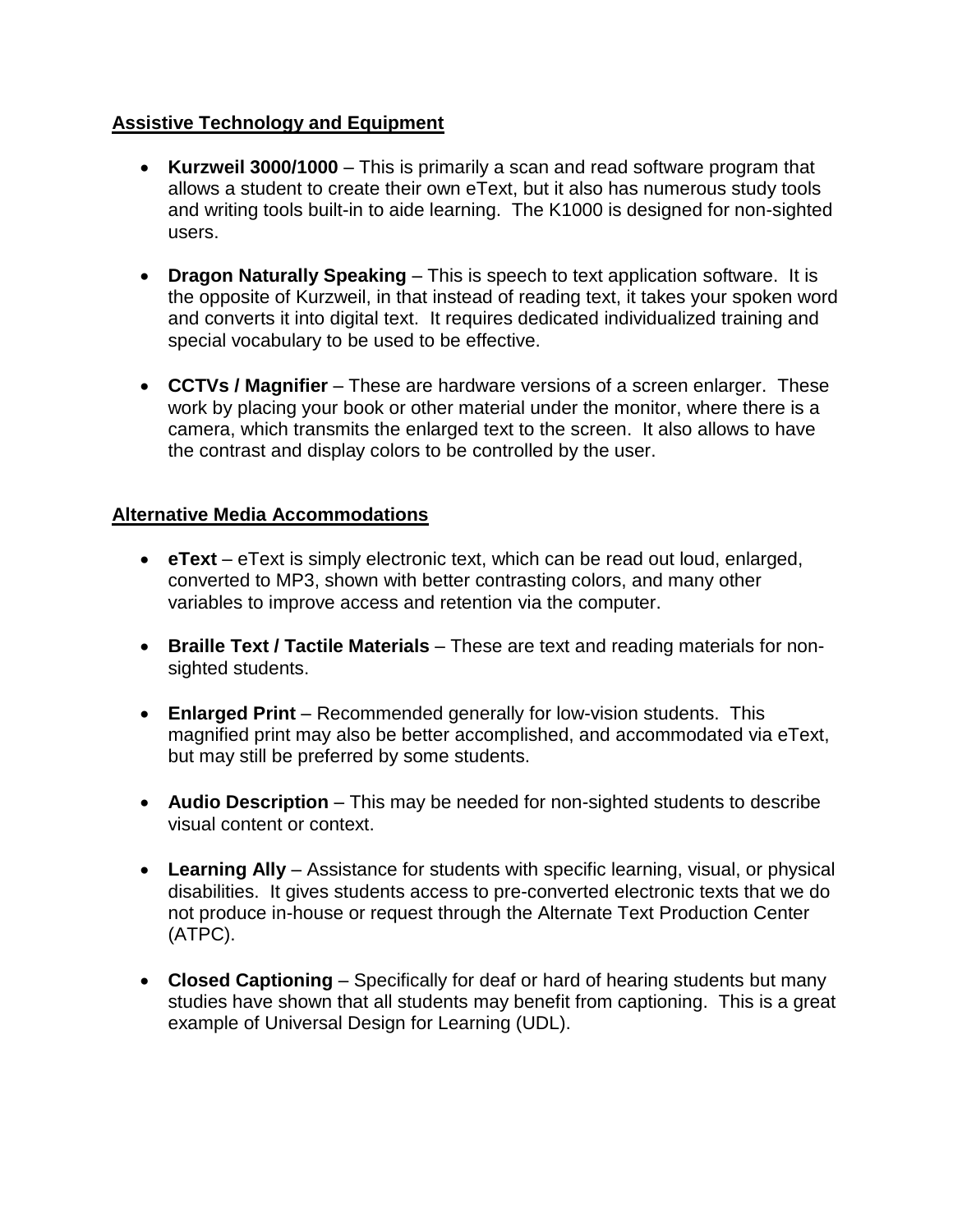## Assistive Technology and Equipment

- **Kurzweil 3000/1000** – This is primarily a scan and read software program that allows a student to create their own eText, but it also has numerous study tools and writing tools built-in to aide learning. The K1000 is designed for non-sighted users.

- **Dragon Naturally Speaking** – This is speech to text application software. It is the opposite of Kurzweil, in that instead of reading text, it takes your spoken word and converts it into digital text. It requires dedicated individualized training and special vocabulary to be used to be effective.

- **CCTVs / Magnifier** – These are hardware versions of a screen enlarger. These work by placing your book or other material under the monitor, where there is a camera, which transmits the enlarged text to the screen. It also allows to have the contrast and display colors to be controlled by the user.

## Alternative Media Accommodations

- **eText** – eText is simply electronic text, which can be read out loud, enlarged, converted to MP3, shown with better contrasting colors, and many other variables to improve access and retention via the computer.

- **Braille Text / Tactile Materials** – These are text and reading materials for non-sighted students.

- **Enlarged Print** – Recommended generally for low-vision students. This magnified print may also be better accomplished, and accommodated via eText, but may still be preferred by some students.

- **Audio Description** – This may be needed for non-sighted students to describe visual content or context.

- **Learning Ally** – Assistance for students with specific learning, visual, or physical disabilities. It gives students access to pre-converted electronic texts that we do not produce in-house or request through the Alternate Text Production Center (ATPC).

- **Closed Captioning** – Specifically for deaf or hard of hearing students but many studies have shown that all students may benefit from captioning. This is a great example of Universal Design for Learning (UDL).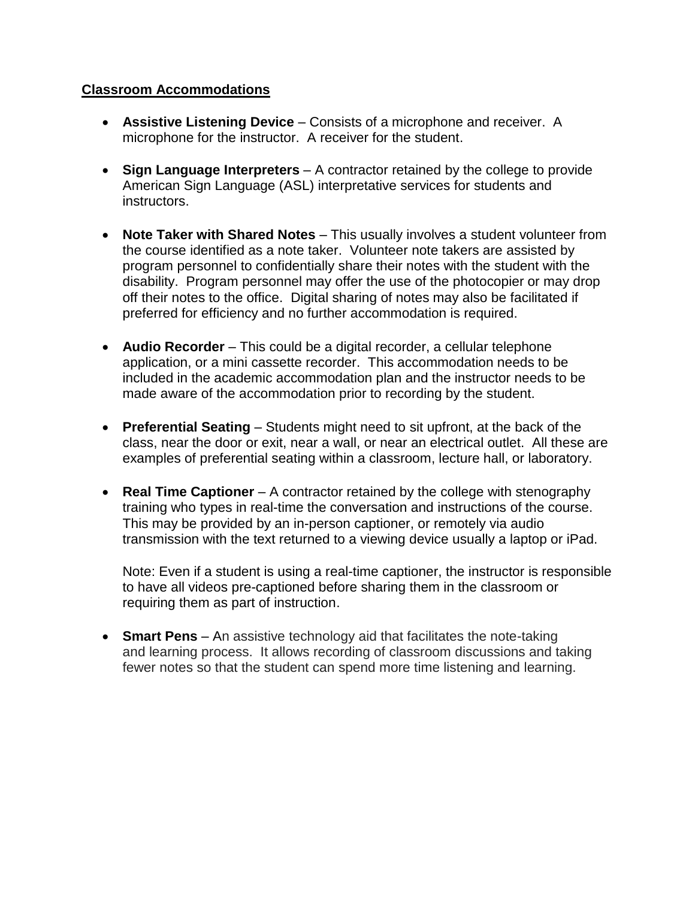**<u>Classroom Accommodations</u>**

- **Assistive Listening Device** – Consists of a microphone and receiver. A microphone for the instructor. A receiver for the student.

- **Sign Language Interpreters** – A contractor retained by the college to provide American Sign Language (ASL) interpretative services for students and instructors.

- **Note Taker with Shared Notes** – This usually involves a student volunteer from the course identified as a note taker. Volunteer note takers are assisted by program personnel to confidentially share their notes with the student with the disability. Program personnel may offer the use of the photocopier or may drop off their notes to the office. Digital sharing of notes may also be facilitated if preferred for efficiency and no further accommodation is required.

- **Audio Recorder** – This could be a digital recorder, a cellular telephone application, or a mini cassette recorder. This accommodation needs to be included in the academic accommodation plan and the instructor needs to be made aware of the accommodation prior to recording by the student.

- **Preferential Seating** – Students might need to sit upfront, at the back of the class, near the door or exit, near a wall, or near an electrical outlet. All these are examples of preferential seating within a classroom, lecture hall, or laboratory.

- **Real Time Captioner** – A contractor retained by the college with stenography training who types in real-time the conversation and instructions of the course. This may be provided by an in-person captioner, or remotely via audio transmission with the text returned to a viewing device usually a laptop or iPad.

  Note: Even if a student is using a real-time captioner, the instructor is responsible to have all videos pre-captioned before sharing them in the classroom or requiring them as part of instruction.

- **Smart Pens** – An assistive technology aid that facilitates the note-taking and learning process. It allows recording of classroom discussions and taking fewer notes so that the student can spend more time listening and learning.